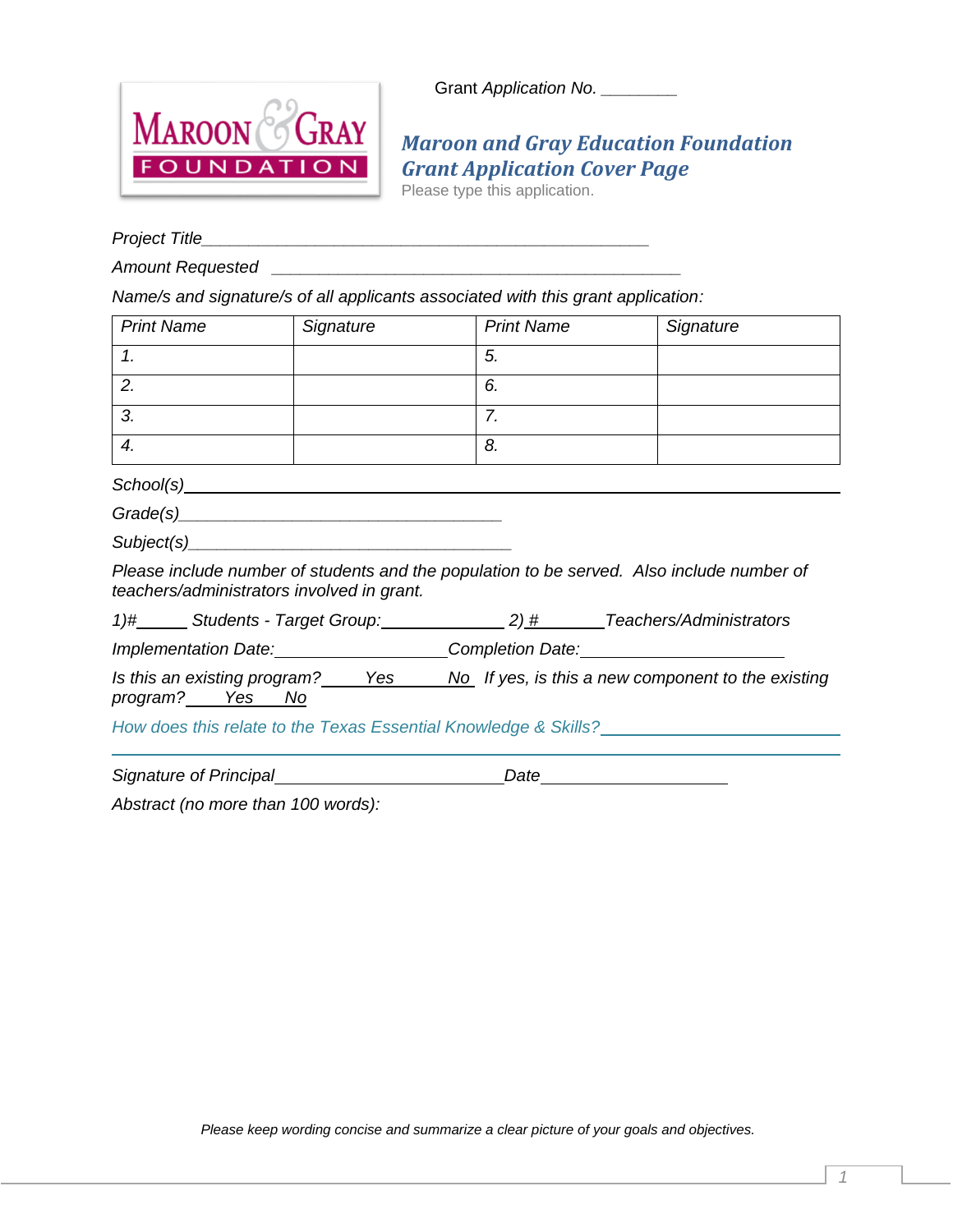Grant *Application No.* ________

# *Maroon and Gray Education Foundation*
## *Grant Application Cover Page*

Please type this application.

*Project Title*_________________________________________________

*Amount Requested* _____________________________________________

*Name/s and signature/s of all applicants associated with this grant application:*

| *Print Name* | *Signature* | *Print Name* | *Signature* |
|---|---|---|---|
| *1.* | | *5.* | |
| *2.* | | *6.* | |
| *3.* | | *7.* | |
| *4.* | | *8.* | |

*School(s)*_____________________________________________________________

*Grade(s)*___________________________________

*Subject(s)*__________________________________

*Please include number of students and the population to be served. Also include number of teachers/administrators involved in grant.*

*1)#*______ *Students - Target Group:*______________ *2) #*________*Teachers/Administrators*

*Implementation Date:*___________________*Completion Date:*_____________________

*Is this an existing program?*_____*Yes*______*No* *If yes, is this a new component to the existing program?*_____*Yes*_____*No*

*How does this relate to the Texas Essential Knowledge & Skills?*_______________________

_____________________________________________________________________________

*Signature of Principal*_______________________*Date*____________________

*Abstract (no more than 100 words):*

*Please keep wording concise and summarize a clear picture of your goals and objectives.*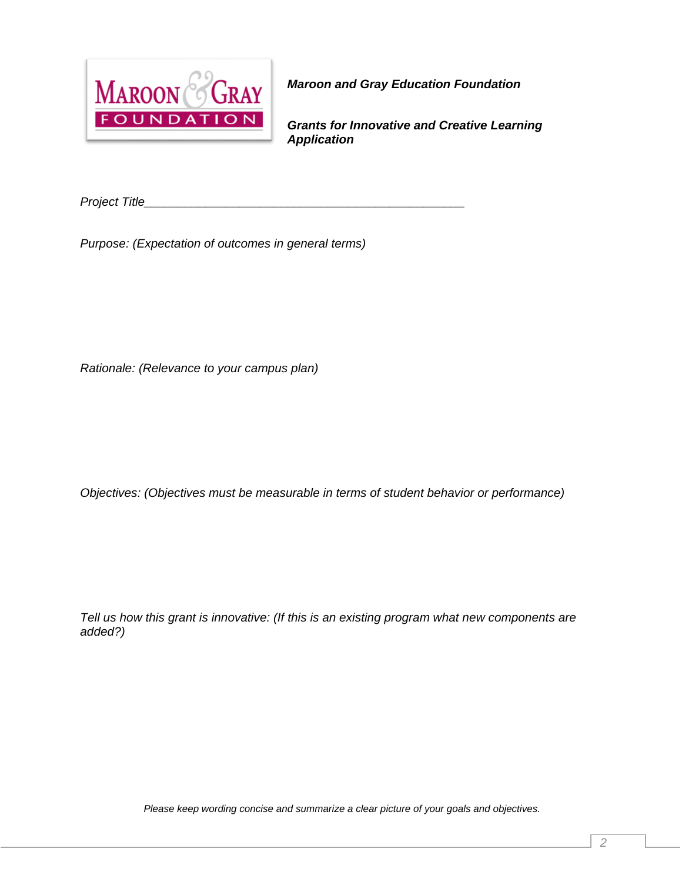**_Maroon and Gray Education Foundation_**

**_Grants for Innovative and Creative Learning Application_**

*Project Title*________________________________________________

*Purpose: (Expectation of outcomes in general terms)*

*Rationale: (Relevance to your campus plan)*

*Objectives: (Objectives must be measurable in terms of student behavior or performance)*

*Tell us how this grant is innovative: (If this is an existing program what new components are added?)*

*Please keep wording concise and summarize a clear picture of your goals and objectives.*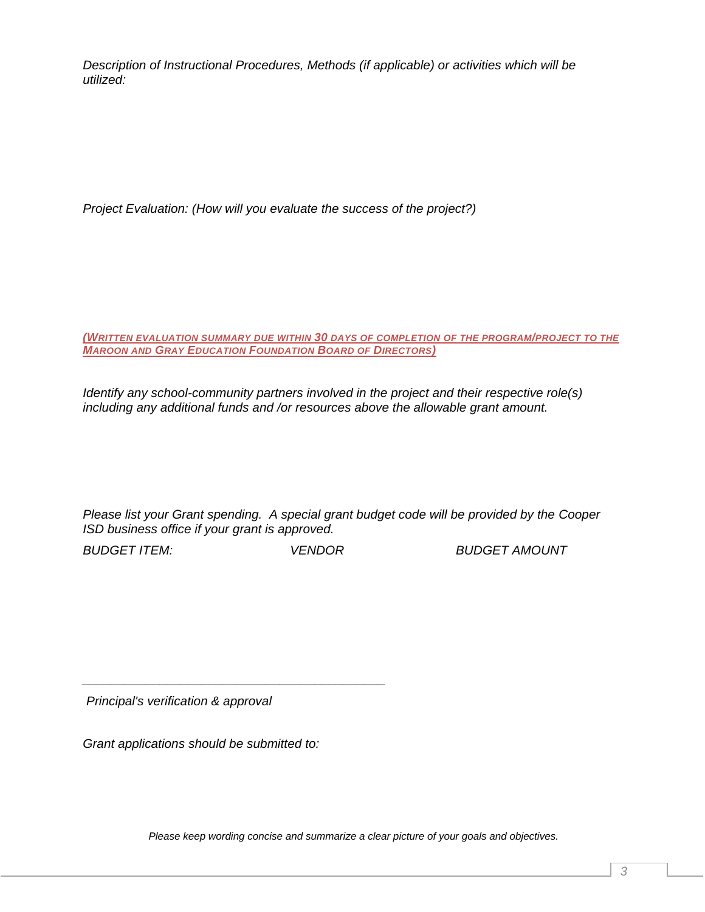*Description of Instructional Procedures, Methods (if applicable) or activities which will be utilized:*

*Project Evaluation: (How will you evaluate the success of the project?)*

***(WRITTEN EVALUATION SUMMARY DUE WITHIN 30 DAYS OF COMPLETION OF THE PROGRAM/PROJECT TO THE MAROON AND GRAY EDUCATION FOUNDATION BOARD OF DIRECTORS)***

*Identify any school-community partners involved in the project and their respective role(s) including any additional funds and /or resources above the allowable grant amount.*

*Please list your Grant spending. A special grant budget code will be provided by the Cooper ISD business office if your grant is approved.*

| BUDGET ITEM: | VENDOR | BUDGET AMOUNT |
| --- | --- | --- |

_______________________________________________

*Principal's verification & approval*

*Grant applications should be submitted to:*

*Please keep wording concise and summarize a clear picture of your goals and objectives.*